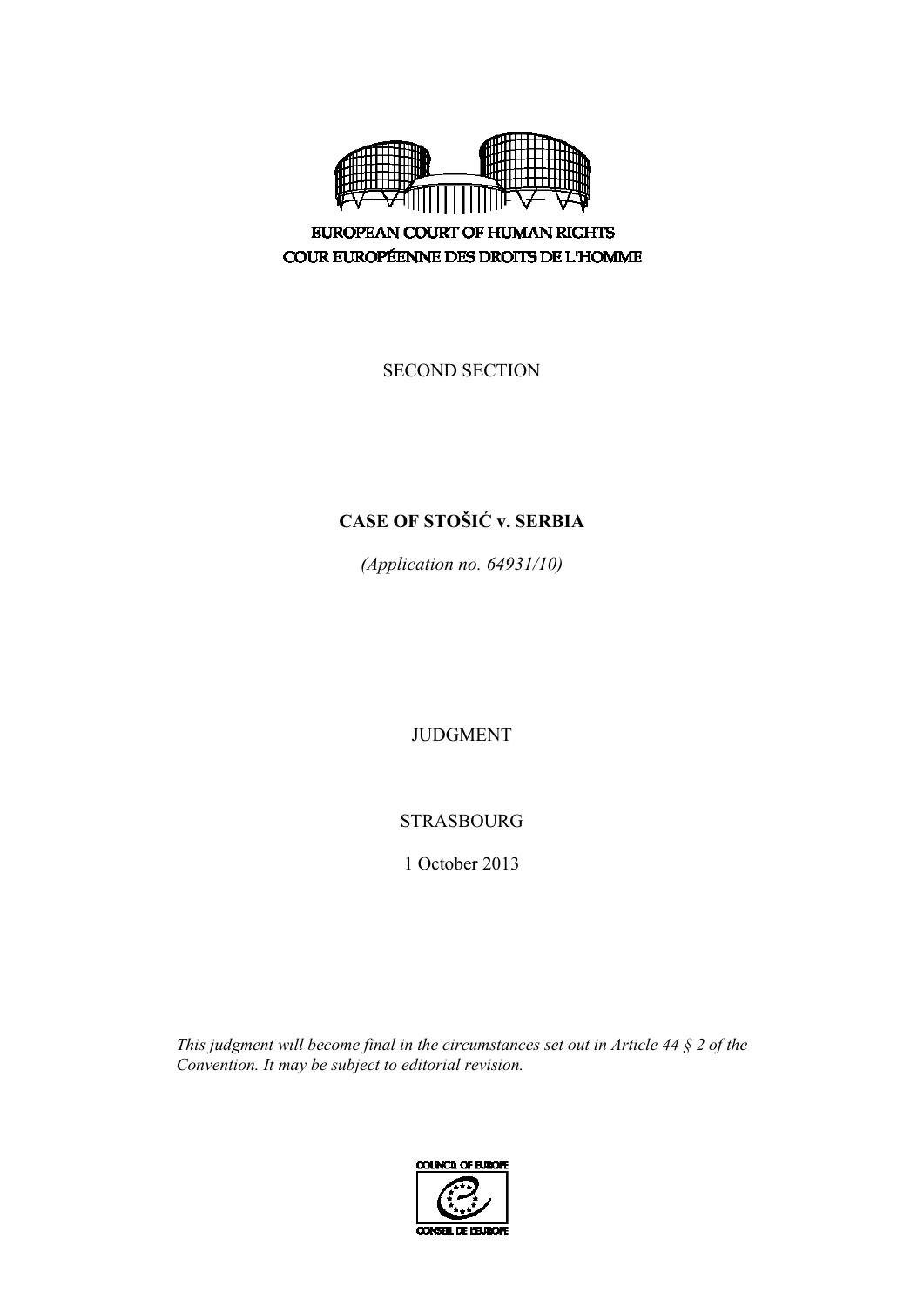EUROPEAN COURT OF HUMAN RIGHTS

COUR EUROPÉENNE DES DROITS DE L'HOMME

SECOND SECTION

# CASE OF STOŠIĆ v. SERBIA

*(Application no. 64931/10)*

JUDGMENT

STRASBOURG

1 October 2013

*This judgment will become final in the circumstances set out in Article 44 § 2 of the Convention. It may be subject to editorial revision.*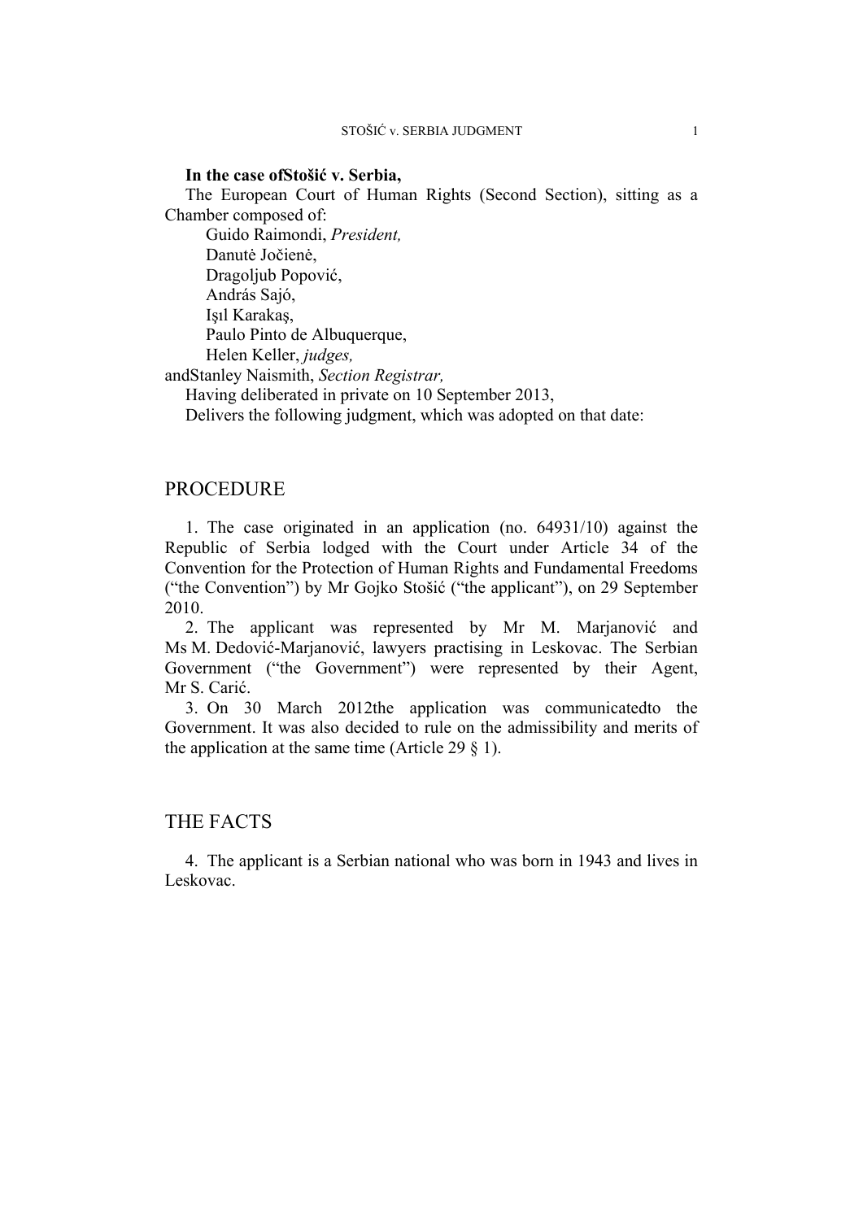**In the case ofStošić v. Serbia,**

The European Court of Human Rights (Second Section), sitting as a Chamber composed of:

Guido Raimondi, *President,*
Danutė Jočienė,
Dragoljub Popović,
András Sajó,
Işıl Karakaş,
Paulo Pinto de Albuquerque,
Helen Keller, *judges,*
andStanley Naismith, *Section Registrar,*

Having deliberated in private on 10 September 2013,

Delivers the following judgment, which was adopted on that date:

# PROCEDURE

1. The case originated in an application (no. 64931/10) against the Republic of Serbia lodged with the Court under Article 34 of the Convention for the Protection of Human Rights and Fundamental Freedoms ("the Convention") by Mr Gojko Stošić ("the applicant"), on 29 September 2010.

2. The applicant was represented by Mr M. Marjanović and Ms M. Dedović-Marjanović, lawyers practising in Leskovac. The Serbian Government ("the Government") were represented by their Agent, Mr S. Carić.

3. On 30 March 2012the application was communicatedto the Government. It was also decided to rule on the admissibility and merits of the application at the same time (Article 29 § 1).

# THE FACTS

4. The applicant is a Serbian national who was born in 1943 and lives in Leskovac.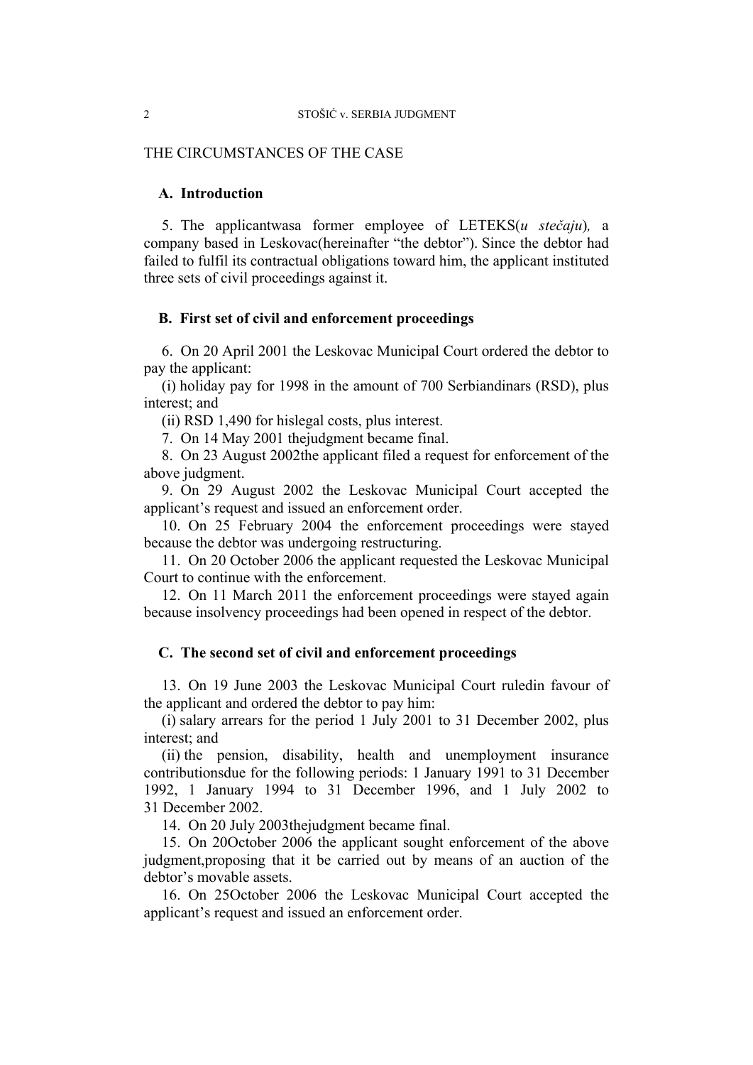THE CIRCUMSTANCES OF THE CASE

## A. Introduction

5. The applicant was a former employee of LETEKS (*u stečaju*), a company based in Leskovac (hereinafter "the debtor"). Since the debtor had failed to fulfil its contractual obligations toward him, the applicant instituted three sets of civil proceedings against it.

## B. First set of civil and enforcement proceedings

6. On 20 April 2001 the Leskovac Municipal Court ordered the debtor to pay the applicant:

(i) holiday pay for 1998 in the amount of 700 Serbian dinars (RSD), plus interest; and

(ii) RSD 1,490 for his legal costs, plus interest.

7. On 14 May 2001 the judgment became final.

8. On 23 August 2002 the applicant filed a request for enforcement of the above judgment.

9. On 29 August 2002 the Leskovac Municipal Court accepted the applicant's request and issued an enforcement order.

10. On 25 February 2004 the enforcement proceedings were stayed because the debtor was undergoing restructuring.

11. On 20 October 2006 the applicant requested the Leskovac Municipal Court to continue with the enforcement.

12. On 11 March 2011 the enforcement proceedings were stayed again because insolvency proceedings had been opened in respect of the debtor.

## C. The second set of civil and enforcement proceedings

13. On 19 June 2003 the Leskovac Municipal Court ruled in favour of the applicant and ordered the debtor to pay him:

(i) salary arrears for the period 1 July 2001 to 31 December 2002, plus interest; and

(ii) the pension, disability, health and unemployment insurance contributions due for the following periods: 1 January 1991 to 31 December 1992, 1 January 1994 to 31 December 1996, and 1 July 2002 to 31 December 2002.

14. On 20 July 2003 the judgment became final.

15. On 20 October 2006 the applicant sought enforcement of the above judgment, proposing that it be carried out by means of an auction of the debtor's movable assets.

16. On 25 October 2006 the Leskovac Municipal Court accepted the applicant's request and issued an enforcement order.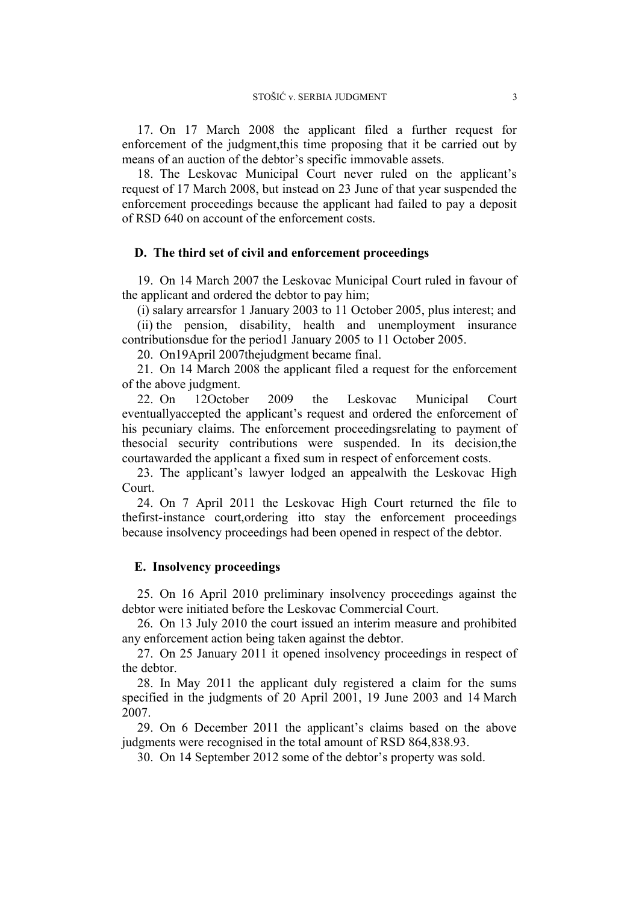17. On 17 March 2008 the applicant filed a further request for enforcement of the judgment,this time proposing that it be carried out by means of an auction of the debtor's specific immovable assets.

18. The Leskovac Municipal Court never ruled on the applicant's request of 17 March 2008, but instead on 23 June of that year suspended the enforcement proceedings because the applicant had failed to pay a deposit of RSD 640 on account of the enforcement costs.

### D. The third set of civil and enforcement proceedings

19. On 14 March 2007 the Leskovac Municipal Court ruled in favour of the applicant and ordered the debtor to pay him;

(i) salary arrearsfor 1 January 2003 to 11 October 2005, plus interest; and

(ii) the pension, disability, health and unemployment insurance contributionsdue for the period1 January 2005 to 11 October 2005.

20. On19April 2007thejudgment became final.

21. On 14 March 2008 the applicant filed a request for the enforcement of the above judgment.

22. On 12October 2009 the Leskovac Municipal Court eventuallyaccepted the applicant's request and ordered the enforcement of his pecuniary claims. The enforcement proceedingsrelating to payment of thesocial security contributions were suspended. In its decision,the courtawarded the applicant a fixed sum in respect of enforcement costs.

23. The applicant's lawyer lodged an appealwith the Leskovac High Court.

24. On 7 April 2011 the Leskovac High Court returned the file to thefirst-instance court,ordering itto stay the enforcement proceedings because insolvency proceedings had been opened in respect of the debtor.

### E. Insolvency proceedings

25. On 16 April 2010 preliminary insolvency proceedings against the debtor were initiated before the Leskovac Commercial Court.

26. On 13 July 2010 the court issued an interim measure and prohibited any enforcement action being taken against the debtor.

27. On 25 January 2011 it opened insolvency proceedings in respect of the debtor.

28. In May 2011 the applicant duly registered a claim for the sums specified in the judgments of 20 April 2001, 19 June 2003 and 14 March 2007.

29. On 6 December 2011 the applicant's claims based on the above judgments were recognised in the total amount of RSD 864,838.93.

30. On 14 September 2012 some of the debtor's property was sold.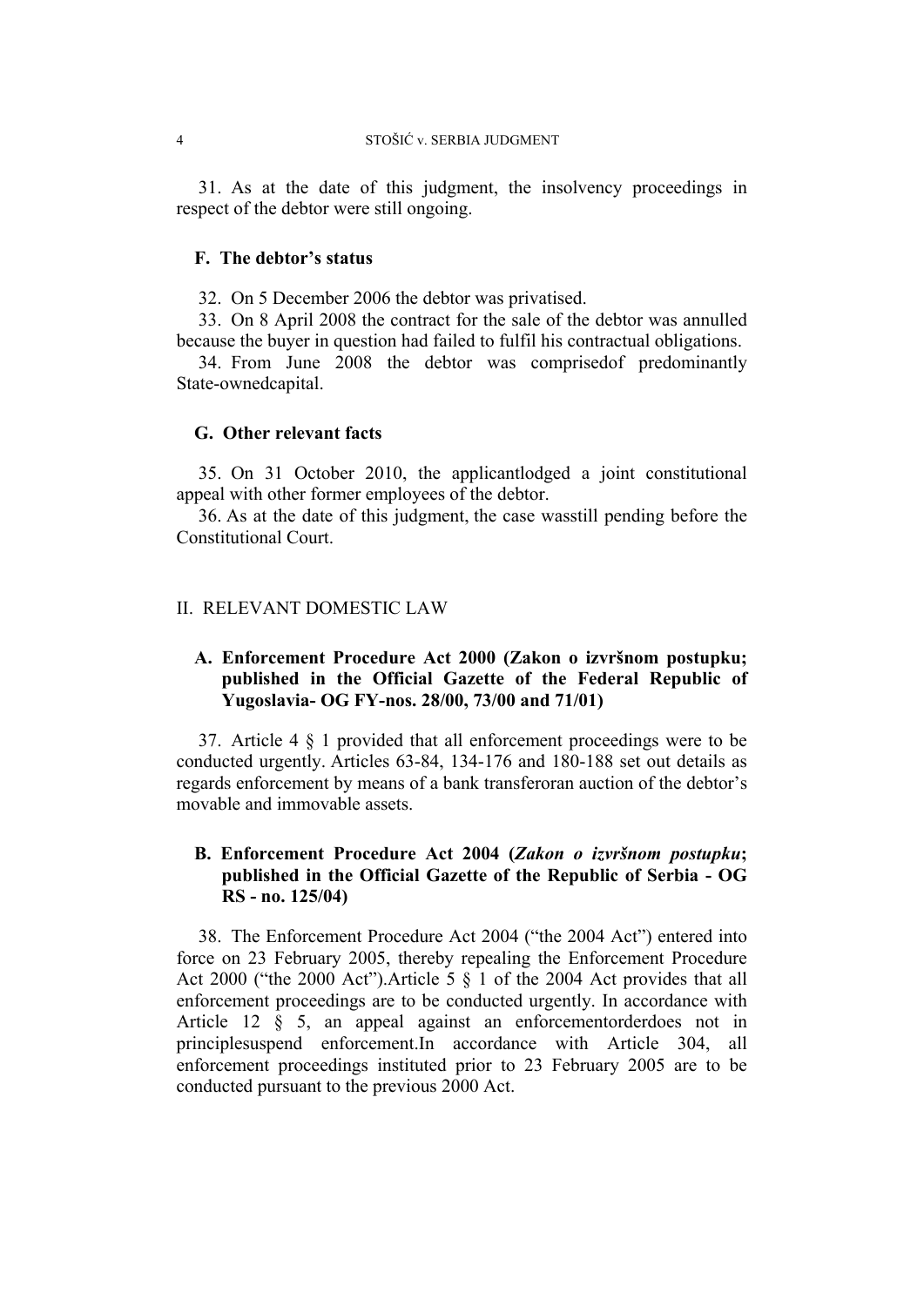31. As at the date of this judgment, the insolvency proceedings in respect of the debtor were still ongoing.

### F. The debtor's status

32. On 5 December 2006 the debtor was privatised.

33. On 8 April 2008 the contract for the sale of the debtor was annulled because the buyer in question had failed to fulfil his contractual obligations.

34. From June 2008 the debtor was comprisedof predominantly State-ownedcapital.

### G. Other relevant facts

35. On 31 October 2010, the applicantlodged a joint constitutional appeal with other former employees of the debtor.

36. As at the date of this judgment, the case wasstill pending before the Constitutional Court.

## II. RELEVANT DOMESTIC LAW

### A. Enforcement Procedure Act 2000 (Zakon o izvršnom postupku; published in the Official Gazette of the Federal Republic of Yugoslavia- OG FY-nos. 28/00, 73/00 and 71/01)

37. Article 4 § 1 provided that all enforcement proceedings were to be conducted urgently. Articles 63-84, 134-176 and 180-188 set out details as regards enforcement by means of a bank transferoran auction of the debtor's movable and immovable assets.

### B. Enforcement Procedure Act 2004 (*Zakon o izvršnom postupku*; published in the Official Gazette of the Republic of Serbia - OG RS - no. 125/04)

38. The Enforcement Procedure Act 2004 ("the 2004 Act") entered into force on 23 February 2005, thereby repealing the Enforcement Procedure Act 2000 ("the 2000 Act").Article 5 § 1 of the 2004 Act provides that all enforcement proceedings are to be conducted urgently. In accordance with Article 12 § 5, an appeal against an enforcementorderdoes not in principlesuspend enforcement.In accordance with Article 304, all enforcement proceedings instituted prior to 23 February 2005 are to be conducted pursuant to the previous 2000 Act.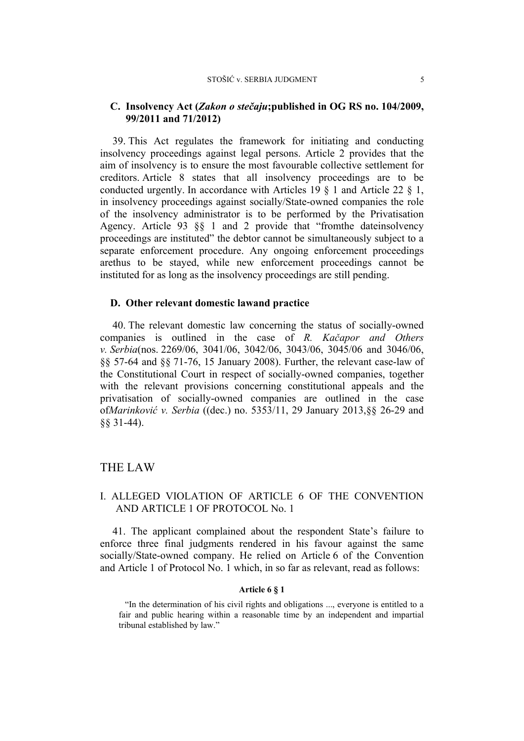### C. Insolvency Act (*Zakon o stečaju*;published in OG RS no. 104/2009, 99/2011 and 71/2012)

39. This Act regulates the framework for initiating and conducting insolvency proceedings against legal persons. Article 2 provides that the aim of insolvency is to ensure the most favourable collective settlement for creditors. Article 8 states that all insolvency proceedings are to be conducted urgently. In accordance with Articles 19 § 1 and Article 22 § 1, in insolvency proceedings against socially/State-owned companies the role of the insolvency administrator is to be performed by the Privatisation Agency. Article 93 §§ 1 and 2 provide that "fromthe dateinsolvency proceedings are instituted" the debtor cannot be simultaneously subject to a separate enforcement procedure. Any ongoing enforcement proceedings arethus to be stayed, while new enforcement proceedings cannot be instituted for as long as the insolvency proceedings are still pending.

### D. Other relevant domestic lawand practice

40. The relevant domestic law concerning the status of socially-owned companies is outlined in the case of *R. Kačapor and Others v. Serbia*(nos. 2269/06, 3041/06, 3042/06, 3043/06, 3045/06 and 3046/06, §§ 57-64 and §§ 71-76, 15 January 2008). Further, the relevant case-law of the Constitutional Court in respect of socially-owned companies, together with the relevant provisions concerning constitutional appeals and the privatisation of socially-owned companies are outlined in the case of*Marinković v. Serbia* ((dec.) no. 5353/11, 29 January 2013,§§ 26-29 and §§ 31-44).

## THE LAW

### I. ALLEGED VIOLATION OF ARTICLE 6 OF THE CONVENTION AND ARTICLE 1 OF PROTOCOL No. 1

41. The applicant complained about the respondent State's failure to enforce three final judgments rendered in his favour against the same socially/State-owned company. He relied on Article 6 of the Convention and Article 1 of Protocol No. 1 which, in so far as relevant, read as follows:

**Article 6 § 1**

"In the determination of his civil rights and obligations ..., everyone is entitled to a fair and public hearing within a reasonable time by an independent and impartial tribunal established by law."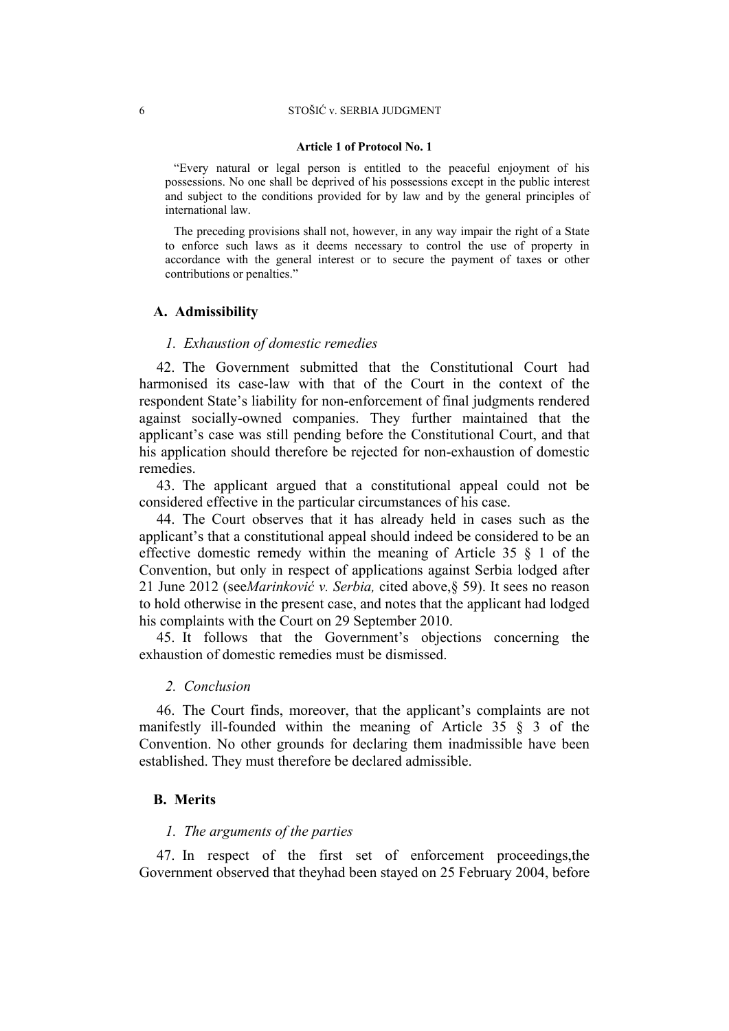#### Article 1 of Protocol No. 1

> "Every natural or legal person is entitled to the peaceful enjoyment of his possessions. No one shall be deprived of his possessions except in the public interest and subject to the conditions provided for by law and by the general principles of international law.
>
> The preceding provisions shall not, however, in any way impair the right of a State to enforce such laws as it deems necessary to control the use of property in accordance with the general interest or to secure the payment of taxes or other contributions or penalties."

## A. Admissibility

### *1. Exhaustion of domestic remedies*

42. The Government submitted that the Constitutional Court had harmonised its case-law with that of the Court in the context of the respondent State's liability for non-enforcement of final judgments rendered against socially-owned companies. They further maintained that the applicant's case was still pending before the Constitutional Court, and that his application should therefore be rejected for non-exhaustion of domestic remedies.

43. The applicant argued that a constitutional appeal could not be considered effective in the particular circumstances of his case.

44. The Court observes that it has already held in cases such as the applicant's that a constitutional appeal should indeed be considered to be an effective domestic remedy within the meaning of Article 35 § 1 of the Convention, but only in respect of applications against Serbia lodged after 21 June 2012 (see*Marinković v. Serbia,* cited above,§ 59). It sees no reason to hold otherwise in the present case, and notes that the applicant had lodged his complaints with the Court on 29 September 2010.

45. It follows that the Government's objections concerning the exhaustion of domestic remedies must be dismissed.

### *2. Conclusion*

46. The Court finds, moreover, that the applicant's complaints are not manifestly ill-founded within the meaning of Article 35 § 3 of the Convention. No other grounds for declaring them inadmissible have been established. They must therefore be declared admissible.

## B. Merits

### *1. The arguments of the parties*

47. In respect of the first set of enforcement proceedings,the Government observed that theyhad been stayed on 25 February 2004, before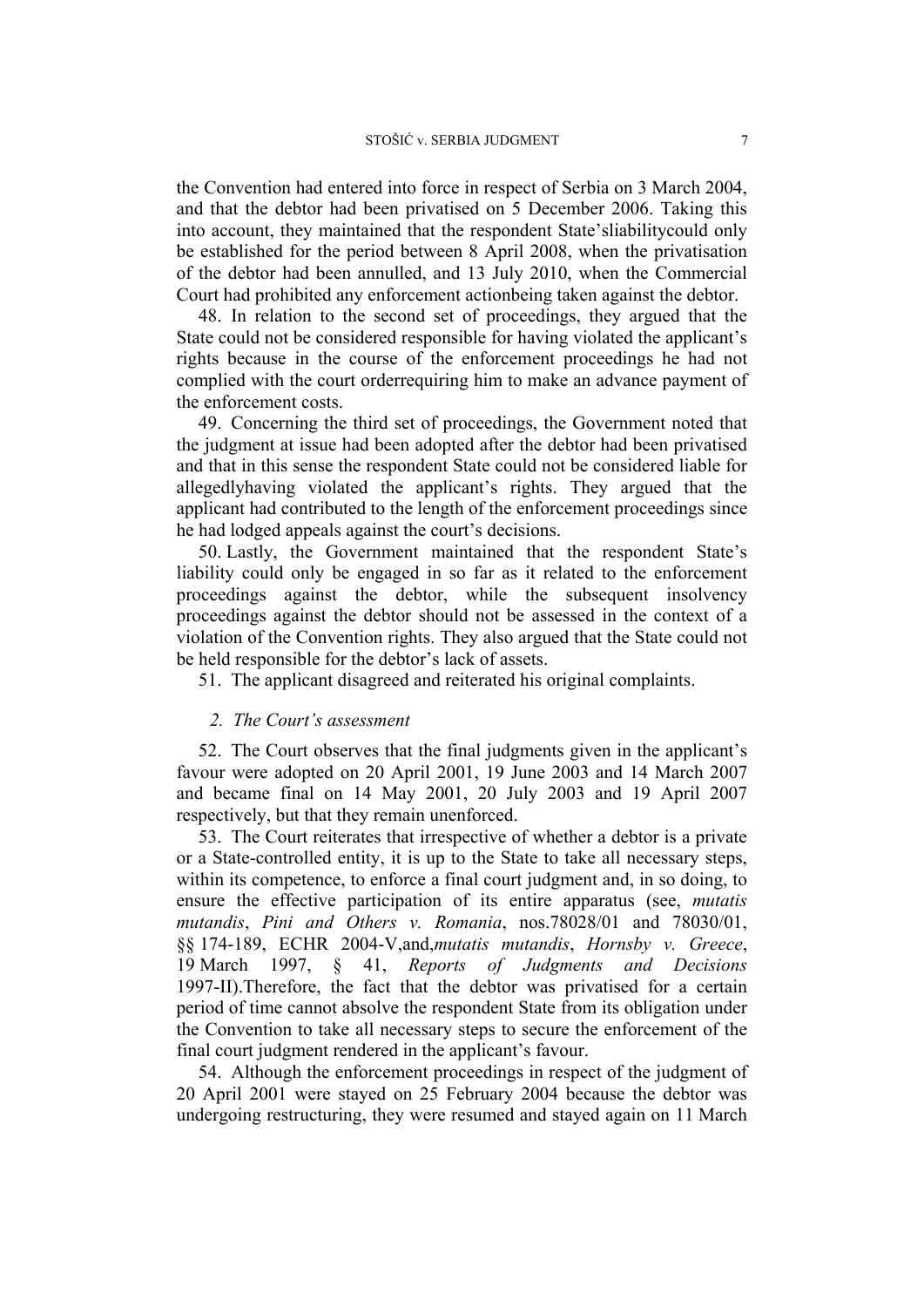the Convention had entered into force in respect of Serbia on 3 March 2004, and that the debtor had been privatised on 5 December 2006. Taking this into account, they maintained that the respondent State'sliabilitycould only be established for the period between 8 April 2008, when the privatisation of the debtor had been annulled, and 13 July 2010, when the Commercial Court had prohibited any enforcement actionbeing taken against the debtor.

48. In relation to the second set of proceedings, they argued that the State could not be considered responsible for having violated the applicant's rights because in the course of the enforcement proceedings he had not complied with the court orderrequiring him to make an advance payment of the enforcement costs.

49. Concerning the third set of proceedings, the Government noted that the judgment at issue had been adopted after the debtor had been privatised and that in this sense the respondent State could not be considered liable for allegedlyhaving violated the applicant's rights. They argued that the applicant had contributed to the length of the enforcement proceedings since he had lodged appeals against the court's decisions.

50. Lastly, the Government maintained that the respondent State's liability could only be engaged in so far as it related to the enforcement proceedings against the debtor, while the subsequent insolvency proceedings against the debtor should not be assessed in the context of a violation of the Convention rights. They also argued that the State could not be held responsible for the debtor's lack of assets.

51. The applicant disagreed and reiterated his original complaints.

### *2. The Court's assessment*

52. The Court observes that the final judgments given in the applicant's favour were adopted on 20 April 2001, 19 June 2003 and 14 March 2007 and became final on 14 May 2001, 20 July 2003 and 19 April 2007 respectively, but that they remain unenforced.

53. The Court reiterates that irrespective of whether a debtor is a private or a State-controlled entity, it is up to the State to take all necessary steps, within its competence, to enforce a final court judgment and, in so doing, to ensure the effective participation of its entire apparatus (see, *mutatis mutandis*, *Pini and Others v. Romania*, nos.78028/01 and 78030/01, §§ 174-189, ECHR 2004-V,and,*mutatis mutandis*, *Hornsby v. Greece*, 19 March 1997, § 41, *Reports of Judgments and Decisions* 1997-II).Therefore, the fact that the debtor was privatised for a certain period of time cannot absolve the respondent State from its obligation under the Convention to take all necessary steps to secure the enforcement of the final court judgment rendered in the applicant's favour.

54. Although the enforcement proceedings in respect of the judgment of 20 April 2001 were stayed on 25 February 2004 because the debtor was undergoing restructuring, they were resumed and stayed again on 11 March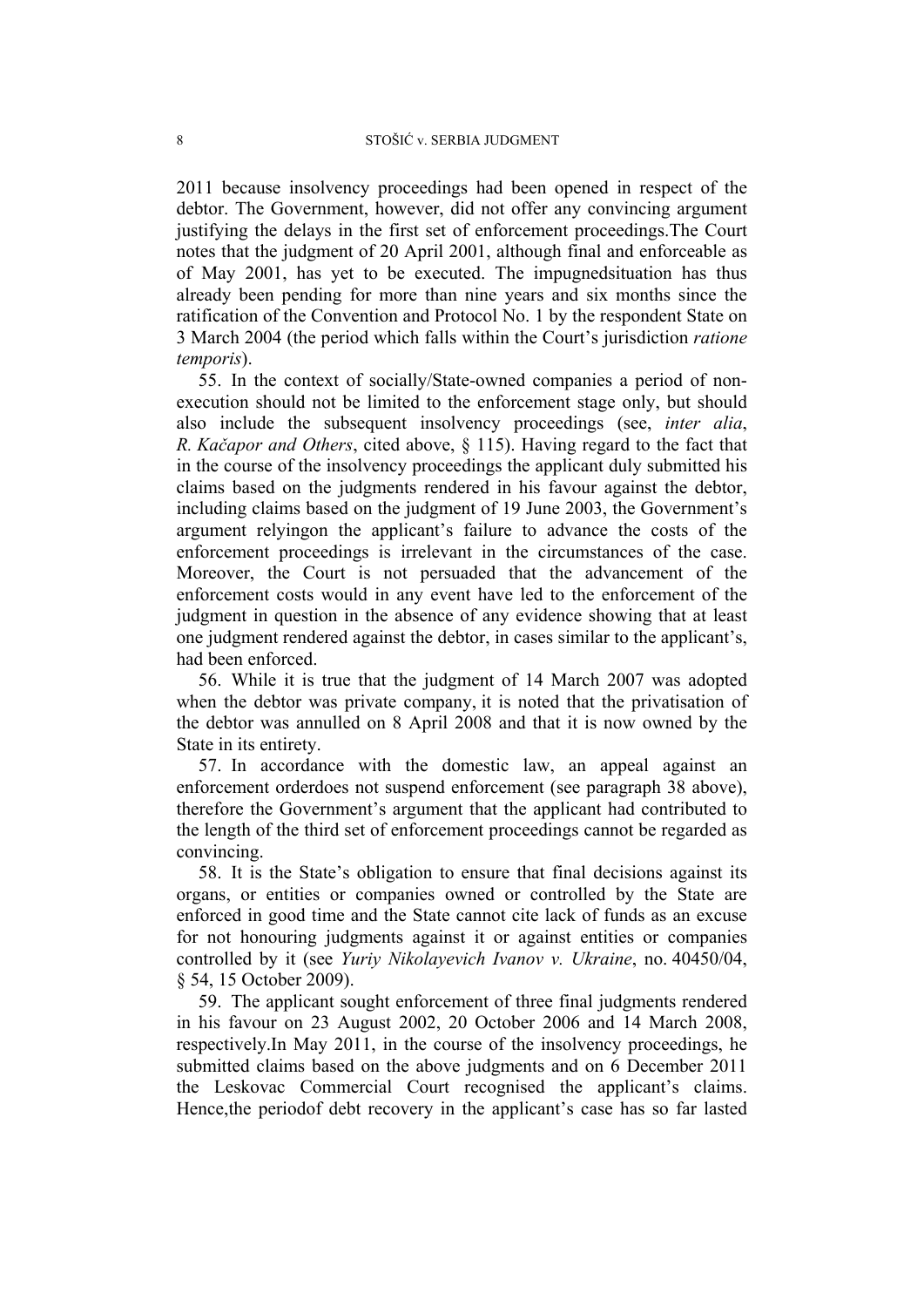2011 because insolvency proceedings had been opened in respect of the debtor. The Government, however, did not offer any convincing argument justifying the delays in the first set of enforcement proceedings.The Court notes that the judgment of 20 April 2001, although final and enforceable as of May 2001, has yet to be executed. The impugnedsituation has thus already been pending for more than nine years and six months since the ratification of the Convention and Protocol No. 1 by the respondent State on 3 March 2004 (the period which falls within the Court's jurisdiction *ratione temporis*).

55. In the context of socially/State-owned companies a period of non-execution should not be limited to the enforcement stage only, but should also include the subsequent insolvency proceedings (see, *inter alia*, *R. Kačapor and Others*, cited above, § 115). Having regard to the fact that in the course of the insolvency proceedings the applicant duly submitted his claims based on the judgments rendered in his favour against the debtor, including claims based on the judgment of 19 June 2003, the Government's argument relyingon the applicant's failure to advance the costs of the enforcement proceedings is irrelevant in the circumstances of the case. Moreover, the Court is not persuaded that the advancement of the enforcement costs would in any event have led to the enforcement of the judgment in question in the absence of any evidence showing that at least one judgment rendered against the debtor, in cases similar to the applicant's, had been enforced.

56. While it is true that the judgment of 14 March 2007 was adopted when the debtor was private company, it is noted that the privatisation of the debtor was annulled on 8 April 2008 and that it is now owned by the State in its entirety.

57. In accordance with the domestic law, an appeal against an enforcement orderdoes not suspend enforcement (see paragraph 38 above), therefore the Government's argument that the applicant had contributed to the length of the third set of enforcement proceedings cannot be regarded as convincing.

58. It is the State's obligation to ensure that final decisions against its organs, or entities or companies owned or controlled by the State are enforced in good time and the State cannot cite lack of funds as an excuse for not honouring judgments against it or against entities or companies controlled by it (see *Yuriy Nikolayevich Ivanov v. Ukraine*, no. 40450/04, § 54, 15 October 2009).

59. The applicant sought enforcement of three final judgments rendered in his favour on 23 August 2002, 20 October 2006 and 14 March 2008, respectively.In May 2011, in the course of the insolvency proceedings, he submitted claims based on the above judgments and on 6 December 2011 the Leskovac Commercial Court recognised the applicant's claims. Hence,the periodof debt recovery in the applicant's case has so far lasted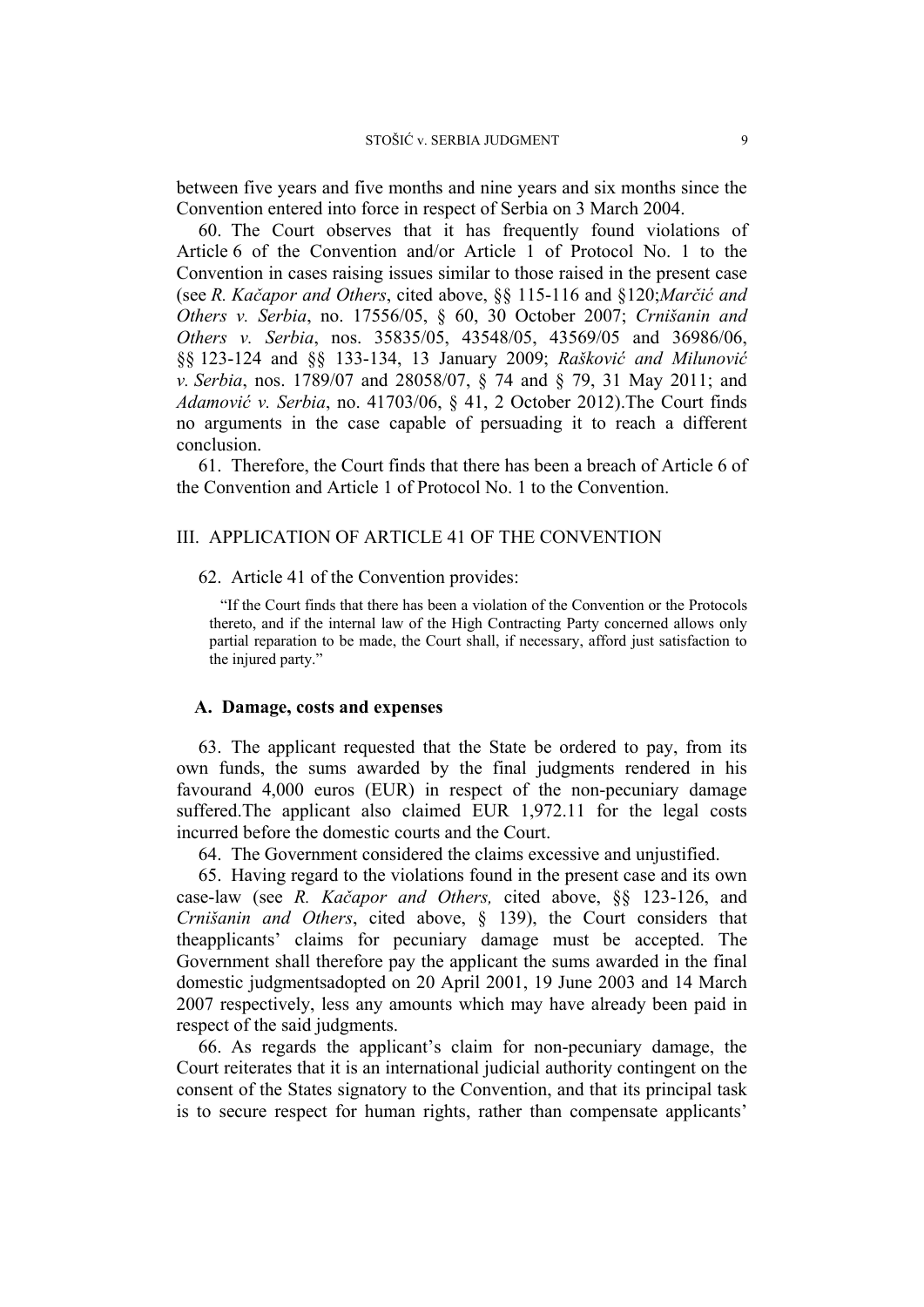between five years and five months and nine years and six months since the Convention entered into force in respect of Serbia on 3 March 2004.

60. The Court observes that it has frequently found violations of Article 6 of the Convention and/or Article 1 of Protocol No. 1 to the Convention in cases raising issues similar to those raised in the present case (see *R. Kačapor and Others*, cited above, §§ 115-116 and §120;*Marčić and Others v. Serbia*, no. 17556/05, § 60, 30 October 2007; *Crnišanin and Others v. Serbia*, nos. 35835/05, 43548/05, 43569/05 and 36986/06, §§ 123-124 and §§ 133-134, 13 January 2009; *Rašković and Milunović v. Serbia*, nos. 1789/07 and 28058/07, § 74 and § 79, 31 May 2011; and *Adamović v. Serbia*, no. 41703/06, § 41, 2 October 2012).The Court finds no arguments in the case capable of persuading it to reach a different conclusion.

61. Therefore, the Court finds that there has been a breach of Article 6 of the Convention and Article 1 of Protocol No. 1 to the Convention.

## III. APPLICATION OF ARTICLE 41 OF THE CONVENTION

62. Article 41 of the Convention provides:

> "If the Court finds that there has been a violation of the Convention or the Protocols thereto, and if the internal law of the High Contracting Party concerned allows only partial reparation to be made, the Court shall, if necessary, afford just satisfaction to the injured party."

### A. Damage, costs and expenses

63. The applicant requested that the State be ordered to pay, from its own funds, the sums awarded by the final judgments rendered in his favourand 4,000 euros (EUR) in respect of the non-pecuniary damage suffered.The applicant also claimed EUR 1,972.11 for the legal costs incurred before the domestic courts and the Court.

64. The Government considered the claims excessive and unjustified.

65. Having regard to the violations found in the present case and its own case-law (see *R. Kačapor and Others,* cited above, §§ 123-126, and *Crnišanin and Others*, cited above, § 139), the Court considers that theapplicants' claims for pecuniary damage must be accepted. The Government shall therefore pay the applicant the sums awarded in the final domestic judgmentsadopted on 20 April 2001, 19 June 2003 and 14 March 2007 respectively, less any amounts which may have already been paid in respect of the said judgments.

66. As regards the applicant's claim for non-pecuniary damage, the Court reiterates that it is an international judicial authority contingent on the consent of the States signatory to the Convention, and that its principal task is to secure respect for human rights, rather than compensate applicants'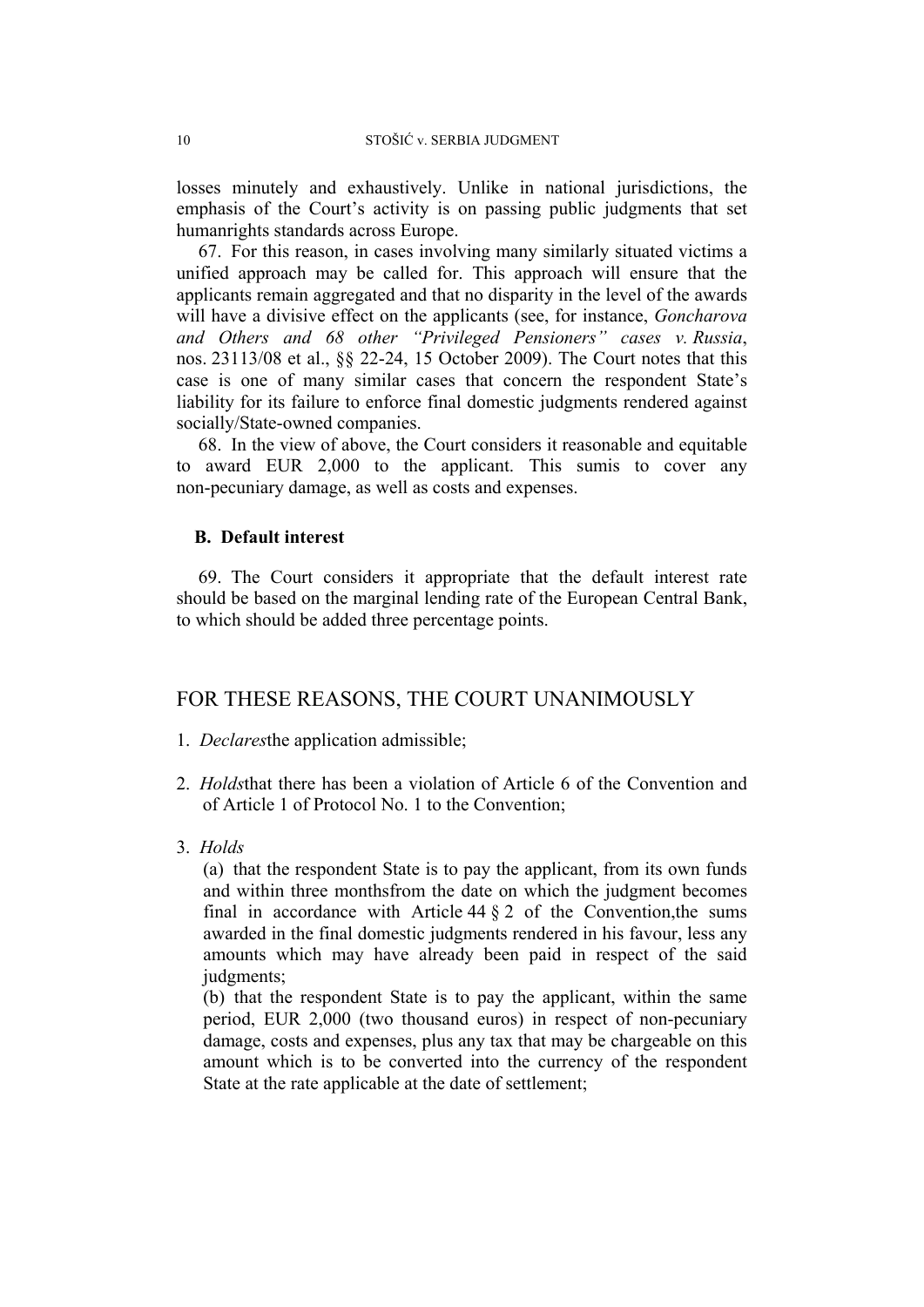losses minutely and exhaustively. Unlike in national jurisdictions, the emphasis of the Court's activity is on passing public judgments that set humanrights standards across Europe.

67. For this reason, in cases involving many similarly situated victims a unified approach may be called for. This approach will ensure that the applicants remain aggregated and that no disparity in the level of the awards will have a divisive effect on the applicants (see, for instance, *Goncharova and Others and 68 other "Privileged Pensioners" cases v. Russia*, nos. 23113/08 et al., §§ 22-24, 15 October 2009). The Court notes that this case is one of many similar cases that concern the respondent State's liability for its failure to enforce final domestic judgments rendered against socially/State-owned companies.

68. In the view of above, the Court considers it reasonable and equitable to award EUR 2,000 to the applicant. This sumis to cover any non-pecuniary damage, as well as costs and expenses.

### B. Default interest

69. The Court considers it appropriate that the default interest rate should be based on the marginal lending rate of the European Central Bank, to which should be added three percentage points.

## FOR THESE REASONS, THE COURT UNANIMOUSLY

1. *Declares*the application admissible;

2. *Holds*that there has been a violation of Article 6 of the Convention and of Article 1 of Protocol No. 1 to the Convention;

3. *Holds*

   (a) that the respondent State is to pay the applicant, from its own funds and within three monthsfrom the date on which the judgment becomes final in accordance with Article 44 § 2 of the Convention,the sums awarded in the final domestic judgments rendered in his favour, less any amounts which may have already been paid in respect of the said judgments;

   (b) that the respondent State is to pay the applicant, within the same period, EUR 2,000 (two thousand euros) in respect of non-pecuniary damage, costs and expenses, plus any tax that may be chargeable on this amount which is to be converted into the currency of the respondent State at the rate applicable at the date of settlement;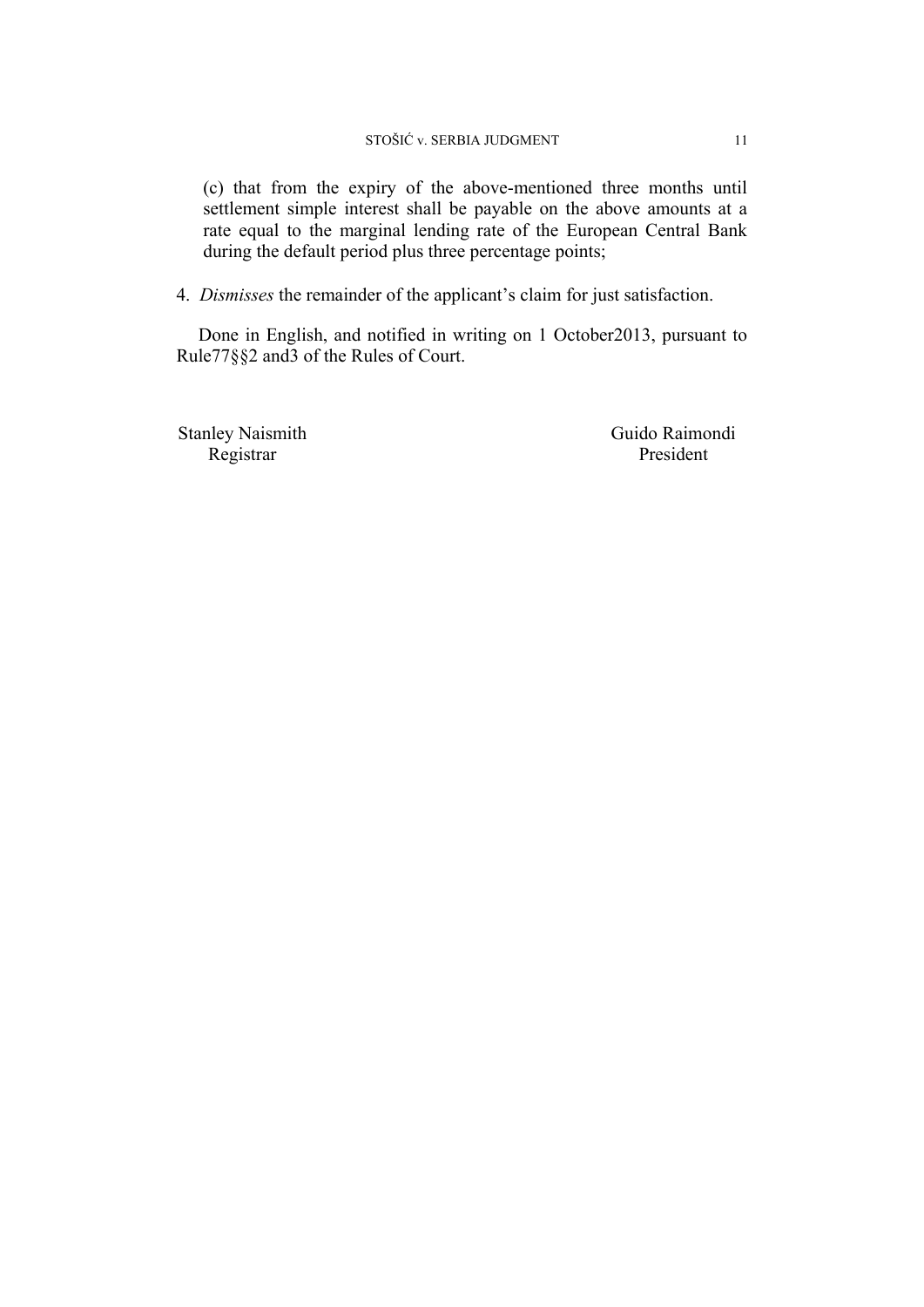(c) that from the expiry of the above-mentioned three months until settlement simple interest shall be payable on the above amounts at a rate equal to the marginal lending rate of the European Central Bank during the default period plus three percentage points;

4. *Dismisses* the remainder of the applicant's claim for just satisfaction.

Done in English, and notified in writing on 1 October2013, pursuant to Rule77§§2 and3 of the Rules of Court.

| | |
|---|---|
| Stanley Naismith | Guido Raimondi |
| Registrar | President |